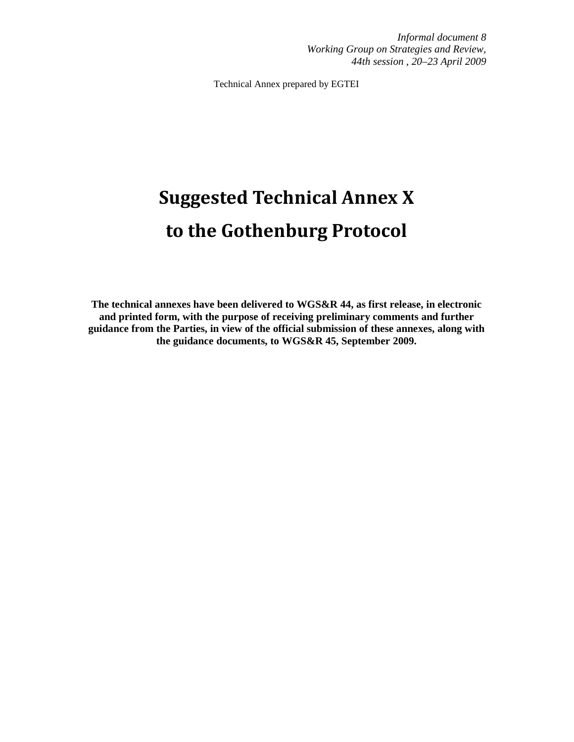*Informal document 8*
*Working Group on Strategies and Review,*
*44th session , 20–23 April 2009*

Technical Annex prepared by EGTEI

# Suggested Technical Annex X
# to the Gothenburg Protocol

**The technical annexes have been delivered to WGS&R 44, as first release, in electronic and printed form, with the purpose of receiving preliminary comments and further guidance from the Parties, in view of the official submission of these annexes, along with the guidance documents, to WGS&R 45, September 2009.**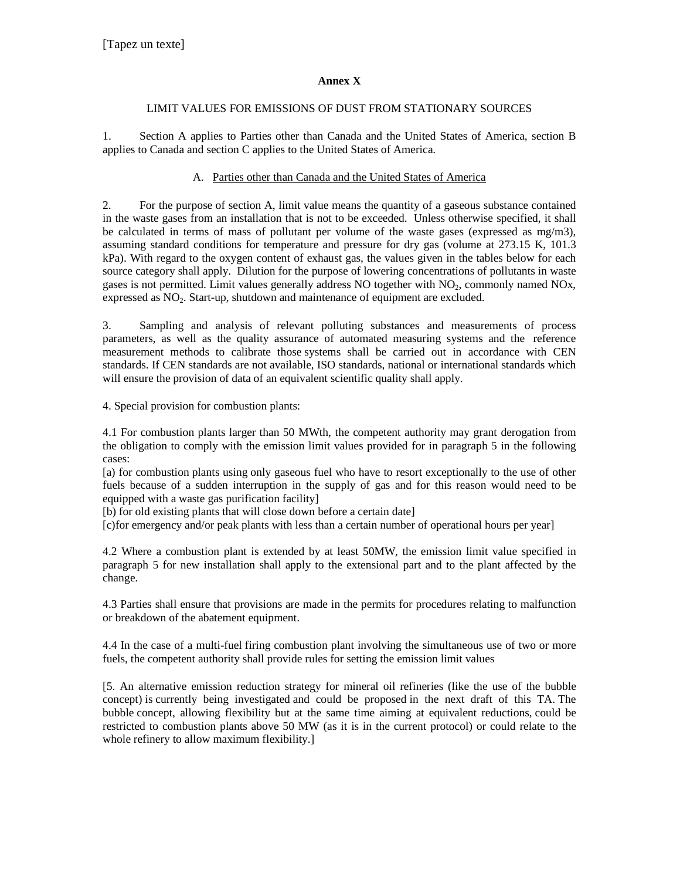[Tapez un texte]

**Annex X**

LIMIT VALUES FOR EMISSIONS OF DUST FROM STATIONARY SOURCES

1. Section A applies to Parties other than Canada and the United States of America, section B applies to Canada and section C applies to the United States of America.

A. Parties other than Canada and the United States of America

2. For the purpose of section A, limit value means the quantity of a gaseous substance contained in the waste gases from an installation that is not to be exceeded. Unless otherwise specified, it shall be calculated in terms of mass of pollutant per volume of the waste gases (expressed as mg/m3), assuming standard conditions for temperature and pressure for dry gas (volume at 273.15 K, 101.3 kPa). With regard to the oxygen content of exhaust gas, the values given in the tables below for each source category shall apply. Dilution for the purpose of lowering concentrations of pollutants in waste gases is not permitted. Limit values generally address NO together with $NO_2$, commonly named NOx, expressed as $NO_2$. Start-up, shutdown and maintenance of equipment are excluded.

3. Sampling and analysis of relevant polluting substances and measurements of process parameters, as well as the quality assurance of automated measuring systems and the reference measurement methods to calibrate those systems shall be carried out in accordance with CEN standards. If CEN standards are not available, ISO standards, national or international standards which will ensure the provision of data of an equivalent scientific quality shall apply.

4. Special provision for combustion plants:

4.1 For combustion plants larger than 50 MWth, the competent authority may grant derogation from the obligation to comply with the emission limit values provided for in paragraph 5 in the following cases:
[a) for combustion plants using only gaseous fuel who have to resort exceptionally to the use of other fuels because of a sudden interruption in the supply of gas and for this reason would need to be equipped with a waste gas purification facility]
[b) for old existing plants that will close down before a certain date]
[c)for emergency and/or peak plants with less than a certain number of operational hours per year]

4.2 Where a combustion plant is extended by at least 50MW, the emission limit value specified in paragraph 5 for new installation shall apply to the extensional part and to the plant affected by the change.

4.3 Parties shall ensure that provisions are made in the permits for procedures relating to malfunction or breakdown of the abatement equipment.

4.4 In the case of a multi-fuel firing combustion plant involving the simultaneous use of two or more fuels, the competent authority shall provide rules for setting the emission limit values

[5. An alternative emission reduction strategy for mineral oil refineries (like the use of the bubble concept) is currently being investigated and could be proposed in the next draft of this TA. The bubble concept, allowing flexibility but at the same time aiming at equivalent reductions, could be restricted to combustion plants above 50 MW (as it is in the current protocol) or could relate to the whole refinery to allow maximum flexibility.]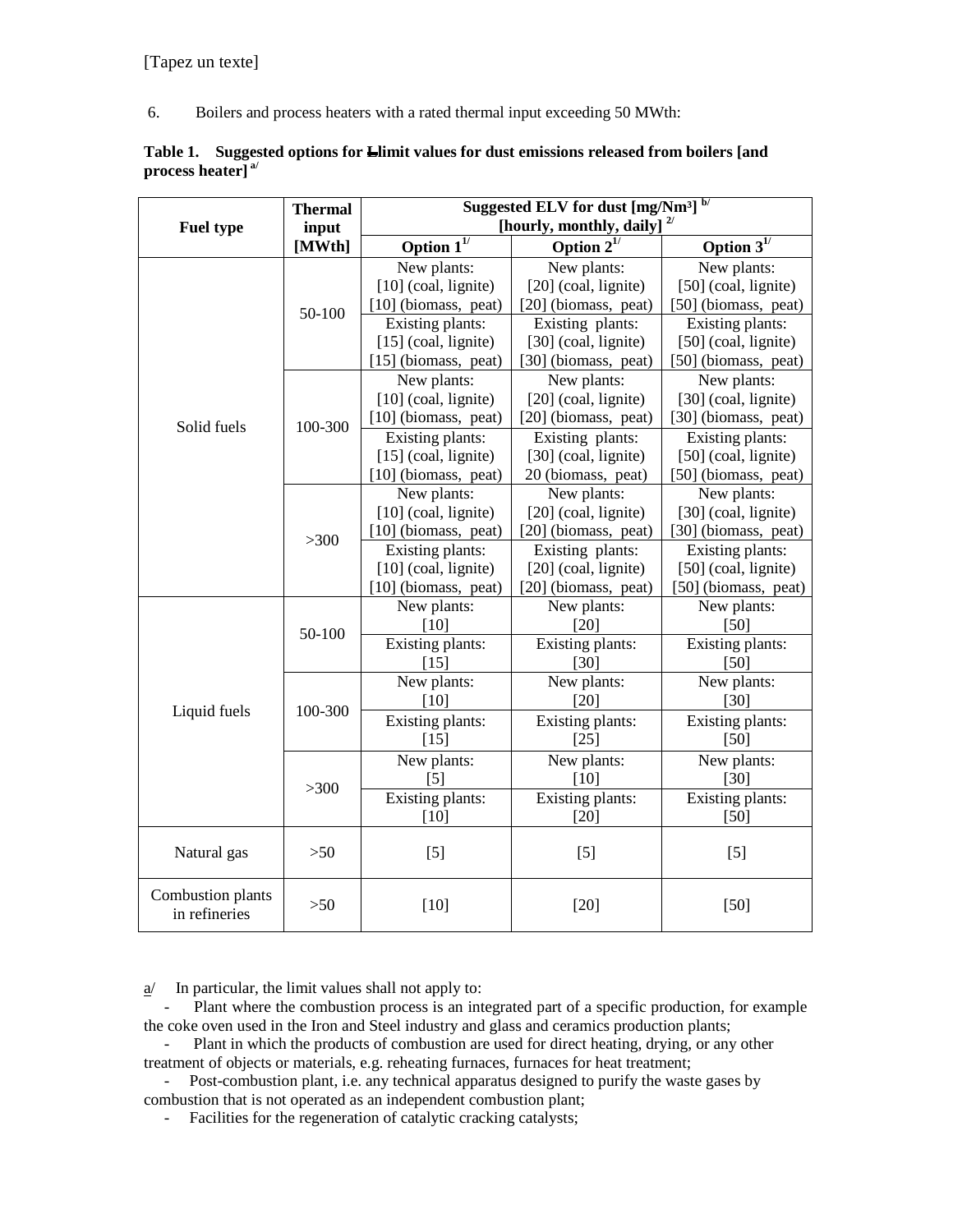6. Boilers and process heaters with a rated thermal input exceeding 50 MWth:

**Table 1. Suggested options for Llimit values for dust emissions released from boilers [and process heater] a/**

| Fuel type | Thermal input [MWth] | Suggested ELV for dust [mg/Nm³] b/ [hourly, monthly, daily] 2/ | | |
|---|---|---|---|---|
| | | Option 1 1/ | Option 2 1/ | Option 3 1/ |
| Solid fuels | 50-100 | New plants: [10] (coal, lignite) [10] (biomass, peat) | New plants: [20] (coal, lignite) [20] (biomass, peat) | New plants: [50] (coal, lignite) [50] (biomass, peat) |
| | | Existing plants: [15] (coal, lignite) [15] (biomass, peat) | Existing plants: [30] (coal, lignite) [30] (biomass, peat) | Existing plants: [50] (coal, lignite) [50] (biomass, peat) |
| | 100-300 | New plants: [10] (coal, lignite) [10] (biomass, peat) | New plants: [20] (coal, lignite) [20] (biomass, peat) | New plants: [30] (coal, lignite) [30] (biomass, peat) |
| | | Existing plants: [15] (coal, lignite) [10] (biomass, peat) | Existing plants: [30] (coal, lignite) 20 (biomass, peat) | Existing plants: [50] (coal, lignite) [50] (biomass, peat) |
| | >300 | New plants: [10] (coal, lignite) [10] (biomass, peat) | New plants: [20] (coal, lignite) [20] (biomass, peat) | New plants: [30] (coal, lignite) [30] (biomass, peat) |
| | | Existing plants: [10] (coal, lignite) [10] (biomass, peat) | Existing plants: [20] (coal, lignite) [20] (biomass, peat) | Existing plants: [50] (coal, lignite) [50] (biomass, peat) |
| Liquid fuels | 50-100 | New plants: [10] | New plants: [20] | New plants: [50] |
| | | Existing plants: [15] | Existing plants: [30] | Existing plants: [50] |
| | 100-300 | New plants: [10] | New plants: [20] | New plants: [30] |
| | | Existing plants: [15] | Existing plants: [25] | Existing plants: [50] |
| | >300 | New plants: [5] | New plants: [10] | New plants: [30] |
| | | Existing plants: [10] | Existing plants: [20] | Existing plants: [50] |
| Natural gas | >50 | [5] | [5] | [5] |
| Combustion plants in refineries | >50 | [10] | [20] | [50] |

a/ In particular, the limit values shall not apply to:

- Plant where the combustion process is an integrated part of a specific production, for example the coke oven used in the Iron and Steel industry and glass and ceramics production plants;
- Plant in which the products of combustion are used for direct heating, drying, or any other treatment of objects or materials, e.g. reheating furnaces, furnaces for heat treatment;
- Post-combustion plant, i.e. any technical apparatus designed to purify the waste gases by combustion that is not operated as an independent combustion plant;
- Facilities for the regeneration of catalytic cracking catalysts;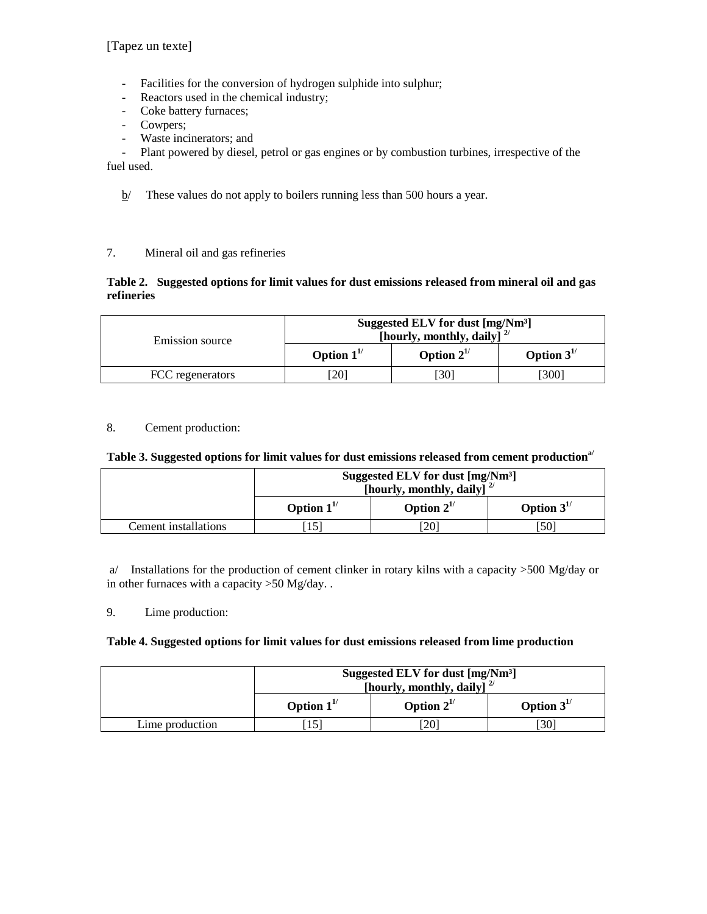- Facilities for the conversion of hydrogen sulphide into sulphur;
- Reactors used in the chemical industry;
- Coke battery furnaces;
- Cowpers;
- Waste incinerators; and
- Plant powered by diesel, petrol or gas engines or by combustion turbines, irrespective of the fuel used.

b/ These values do not apply to boilers running less than 500 hours a year.

7. Mineral oil and gas refineries

**Table 2. Suggested options for limit values for dust emissions released from mineral oil and gas refineries**

| Emission source | Suggested ELV for dust [mg/Nm³] [hourly, monthly, daily] [2/] | | |
|---|---|---|---|
| | **Option 1**[1/] | **Option 2**[1/] | **Option 3**[1/] |
| FCC regenerators | [20] | [30] | [300] |

8. Cement production:

**Table 3. Suggested options for limit values for dust emissions released from cement production**[a/]

| | Suggested ELV for dust [mg/Nm³] [hourly, monthly, daily] [2/] | | |
|---|---|---|---|
| | **Option 1**[1/] | **Option 2**[1/] | **Option 3**[1/] |
| Cement installations | [15] | [20] | [50] |

a/ Installations for the production of cement clinker in rotary kilns with a capacity >500 Mg/day or in other furnaces with a capacity >50 Mg/day. .

9. Lime production:

**Table 4. Suggested options for limit values for dust emissions released from lime production**

| | Suggested ELV for dust [mg/Nm³] [hourly, monthly, daily] [2/] | | |
|---|---|---|---|
| | **Option 1**[1/] | **Option 2**[1/] | **Option 3**[1/] |
| Lime production | [15] | [20] | [30] |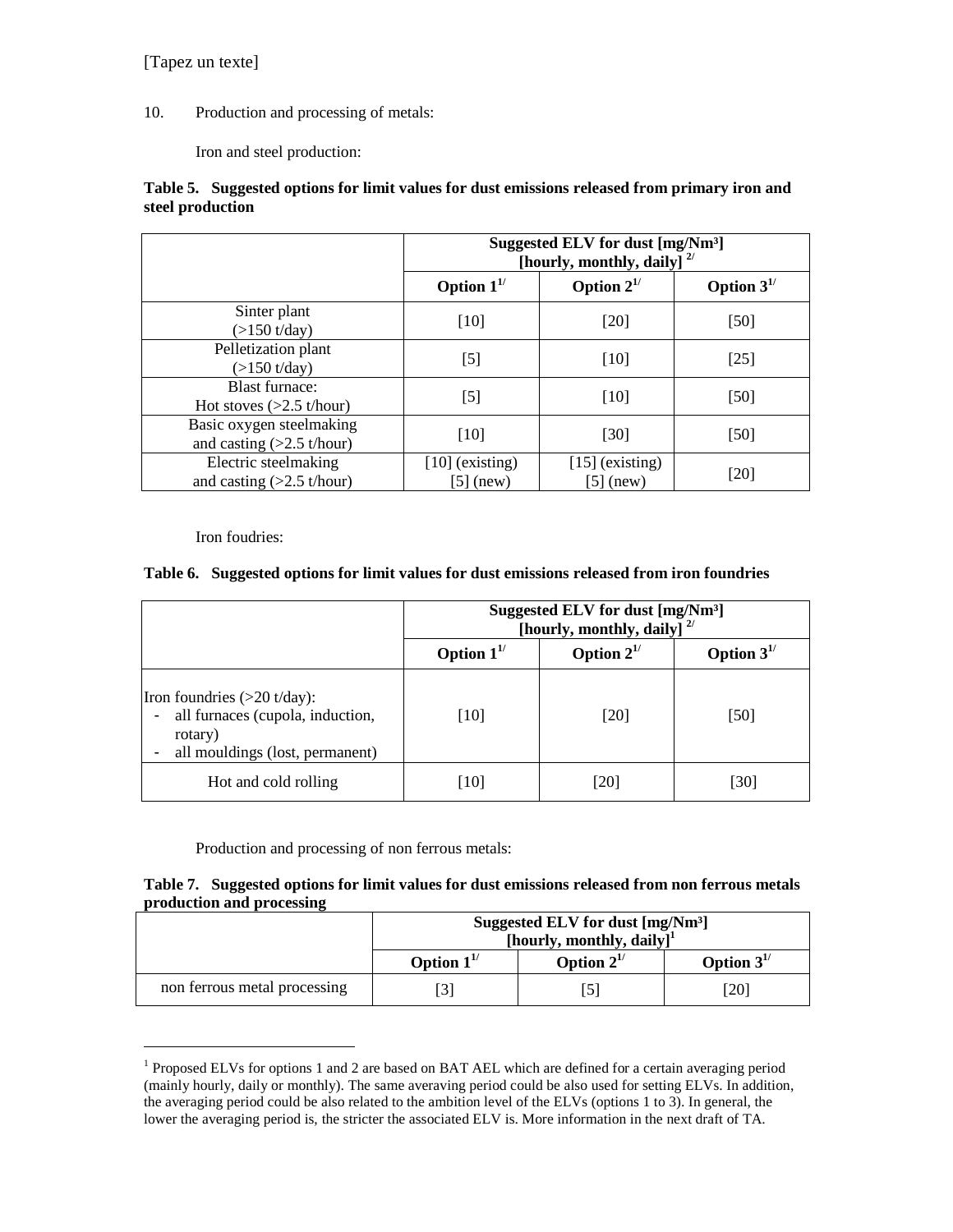[Tapez un texte]

10. Production and processing of metals:

Iron and steel production:

**Table 5. Suggested options for limit values for dust emissions released from primary iron and steel production**

| | Suggested ELV for dust [mg/Nm³] [hourly, monthly, daily] 2/ | | |
|---|---|---|---|
| | Option 1 1/ | Option 2 1/ | Option 3 1/ |
| Sinter plant (>150 t/day) | [10] | [20] | [50] |
| Pelletization plant (>150 t/day) | [5] | [10] | [25] |
| Blast furnace: Hot stoves (>2.5 t/hour) | [5] | [10] | [50] |
| Basic oxygen steelmaking and casting (>2.5 t/hour) | [10] | [30] | [50] |
| Electric steelmaking and casting (>2.5 t/hour) | [10] (existing) [5] (new) | [15] (existing) [5] (new) | [20] |

Iron foudries:

**Table 6. Suggested options for limit values for dust emissions released from iron foundries**

| | Suggested ELV for dust [mg/Nm³] [hourly, monthly, daily] 2/ | | |
|---|---|---|---|
| | Option 1 1/ | Option 2 1/ | Option 3 1/ |
| Iron foundries (>20 t/day): - all furnaces (cupola, induction, rotary) - all mouldings (lost, permanent) | [10] | [20] | [50] |
| Hot and cold rolling | [10] | [20] | [30] |

Production and processing of non ferrous metals:

**Table 7. Suggested options for limit values for dust emissions released from non ferrous metals production and processing**

| | Suggested ELV for dust [mg/Nm³] [hourly, monthly, daily][1] | | |
|---|---|---|---|
| | Option 1 1/ | Option 2 1/ | Option 3 1/ |
| non ferrous metal processing | [3] | [5] | [20] |

[1] Proposed ELVs for options 1 and 2 are based on BAT AEL which are defined for a certain averaging period (mainly hourly, daily or monthly). The same averaving period could be also used for setting ELVs. In addition, the averaging period could be also related to the ambition level of the ELVs (options 1 to 3). In general, the lower the averaging period is, the stricter the associated ELV is. More information in the next draft of TA.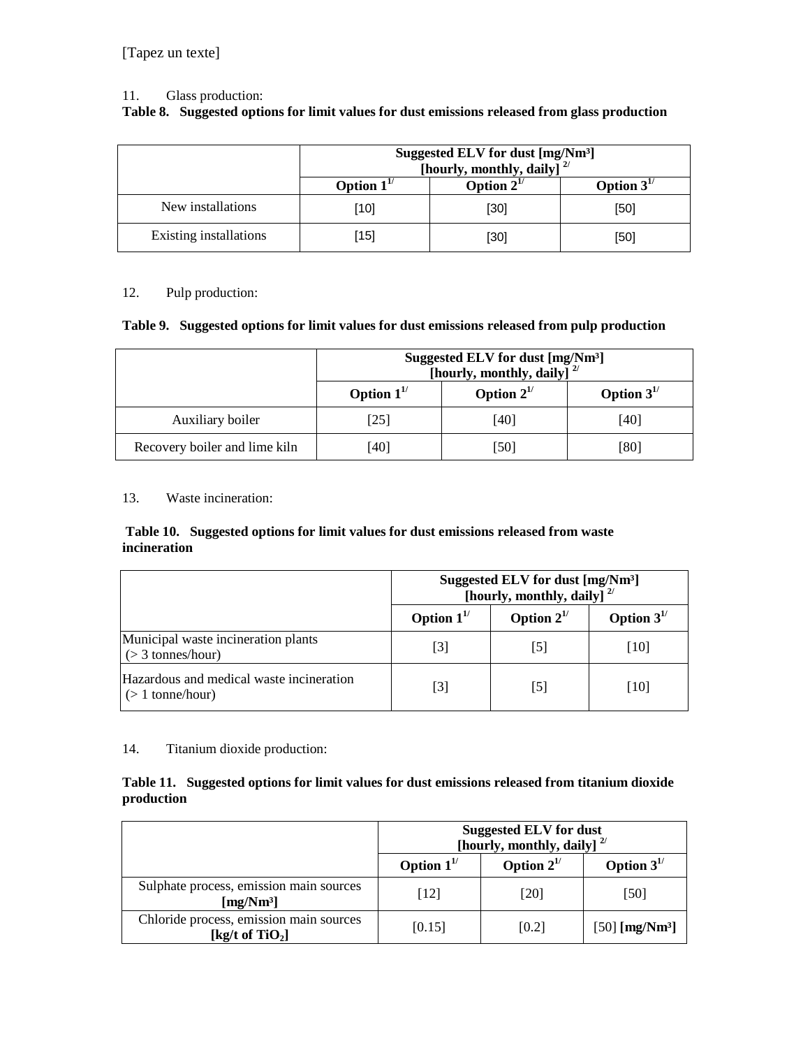[Tapez un texte]

11. Glass production:

**Table 8. Suggested options for limit values for dust emissions released from glass production**

| | Suggested ELV for dust [mg/Nm³] [hourly, monthly, daily] [2/] | | |
|---|---|---|---|
| | Option 1[1/] | Option 2[1/] | Option 3[1/] |
| New installations | [10] | [30] | [50] |
| Existing installations | [15] | [30] | [50] |

12. Pulp production:

**Table 9. Suggested options for limit values for dust emissions released from pulp production**

| | Suggested ELV for dust [mg/Nm³] [hourly, monthly, daily] [2/] | | |
|---|---|---|---|
| | Option 1[1/] | Option 2[1/] | Option 3[1/] |
| Auxiliary boiler | [25] | [40] | [40] |
| Recovery boiler and lime kiln | [40] | [50] | [80] |

13. Waste incineration:

**Table 10. Suggested options for limit values for dust emissions released from waste incineration**

| | Suggested ELV for dust [mg/Nm³] [hourly, monthly, daily] [2/] | | |
|---|---|---|---|
| | Option 1[1/] | Option 2[1/] | Option 3[1/] |
| Municipal waste incineration plants (> 3 tonnes/hour) | [3] | [5] | [10] |
| Hazardous and medical waste incineration (> 1 tonne/hour) | [3] | [5] | [10] |

14. Titanium dioxide production:

**Table 11. Suggested options for limit values for dust emissions released from titanium dioxide production**

| | Suggested ELV for dust [hourly, monthly, daily] [2/] | | |
|---|---|---|---|
| | Option 1[1/] | Option 2[1/] | Option 3[1/] |
| Sulphate process, emission main sources **[mg/Nm³]** | [12] | [20] | [50] |
| Chloride process, emission main sources **[kg/t of $TiO_2$]** | [0.15] | [0.2] | [50] **[mg/Nm³]** |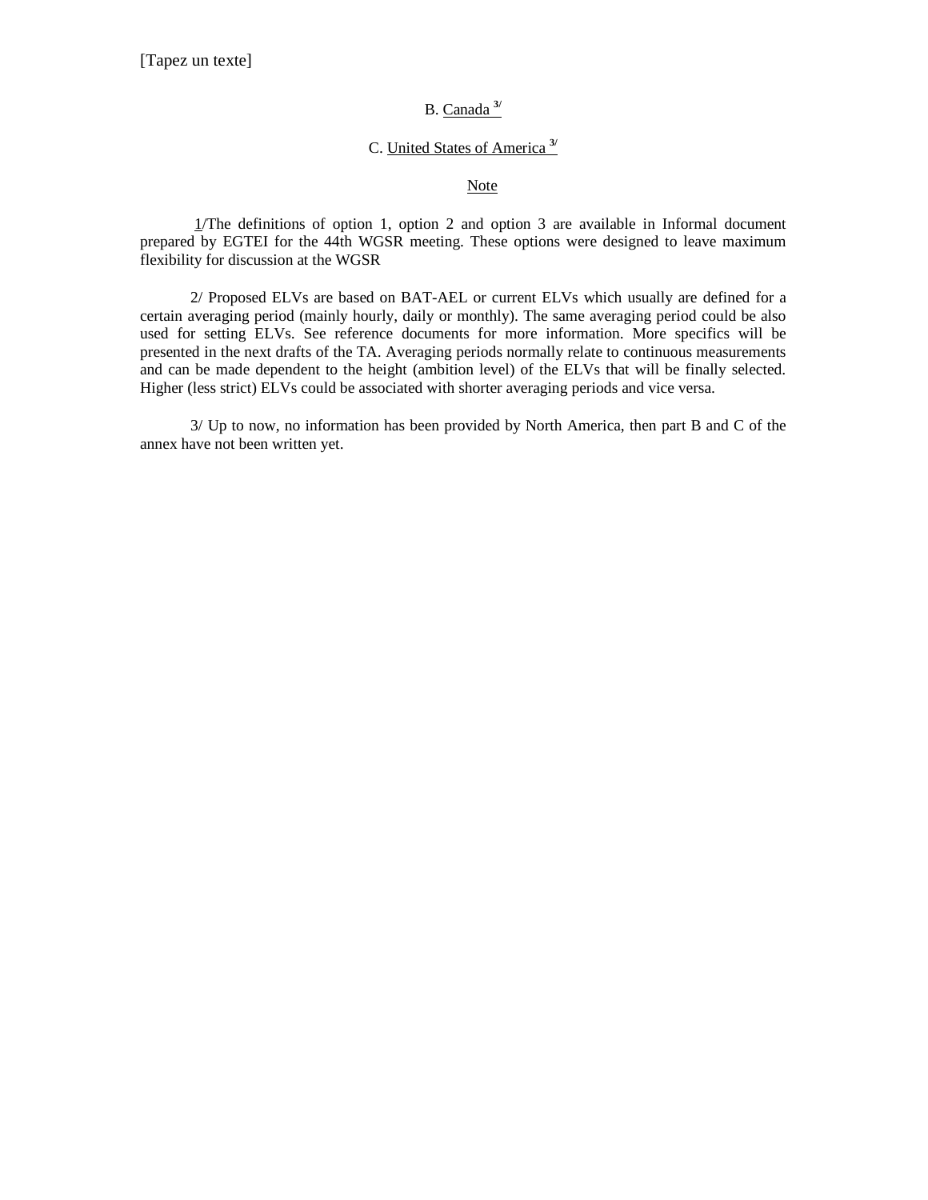B. Canada [3/]

C. United States of America [3/]

Note

1/The definitions of option 1, option 2 and option 3 are available in Informal document prepared by EGTEI for the 44th WGSR meeting. These options were designed to leave maximum flexibility for discussion at the WGSR

2/ Proposed ELVs are based on BAT-AEL or current ELVs which usually are defined for a certain averaging period (mainly hourly, daily or monthly). The same averaging period could be also used for setting ELVs. See reference documents for more information. More specifics will be presented in the next drafts of the TA. Averaging periods normally relate to continuous measurements and can be made dependent to the height (ambition level) of the ELVs that will be finally selected. Higher (less strict) ELVs could be associated with shorter averaging periods and vice versa.

3/ Up to now, no information has been provided by North America, then part B and C of the annex have not been written yet.